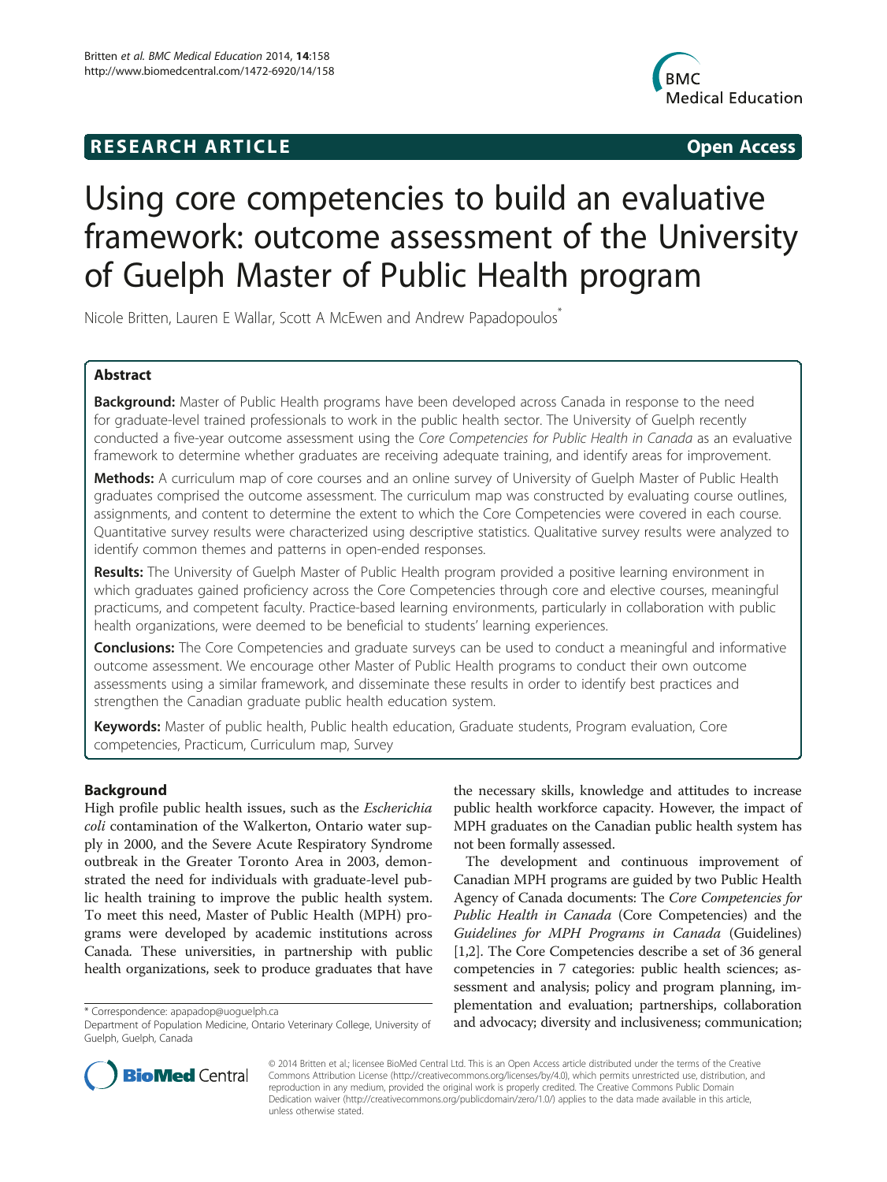**RESEARCH ARTICLE** **Open Access**

# Using core competencies to build an evaluative framework: outcome assessment of the University of Guelph Master of Public Health program

Nicole Britten, Lauren E Wallar, Scott A McEwen and Andrew Papadopoulos*

## Abstract

**Background:** Master of Public Health programs have been developed across Canada in response to the need for graduate-level trained professionals to work in the public health sector. The University of Guelph recently conducted a five-year outcome assessment using the *Core Competencies for Public Health in Canada* as an evaluative framework to determine whether graduates are receiving adequate training, and identify areas for improvement.

**Methods:** A curriculum map of core courses and an online survey of University of Guelph Master of Public Health graduates comprised the outcome assessment. The curriculum map was constructed by evaluating course outlines, assignments, and content to determine the extent to which the Core Competencies were covered in each course. Quantitative survey results were characterized using descriptive statistics. Qualitative survey results were analyzed to identify common themes and patterns in open-ended responses.

**Results:** The University of Guelph Master of Public Health program provided a positive learning environment in which graduates gained proficiency across the Core Competencies through core and elective courses, meaningful practicums, and competent faculty. Practice-based learning environments, particularly in collaboration with public health organizations, were deemed to be beneficial to students' learning experiences.

**Conclusions:** The Core Competencies and graduate surveys can be used to conduct a meaningful and informative outcome assessment. We encourage other Master of Public Health programs to conduct their own outcome assessments using a similar framework, and disseminate these results in order to identify best practices and strengthen the Canadian graduate public health education system.

**Keywords:** Master of public health, Public health education, Graduate students, Program evaluation, Core competencies, Practicum, Curriculum map, Survey

## Background

High profile public health issues, such as the *Escherichia coli* contamination of the Walkerton, Ontario water supply in 2000, and the Severe Acute Respiratory Syndrome outbreak in the Greater Toronto Area in 2003, demonstrated the need for individuals with graduate-level public health training to improve the public health system. To meet this need, Master of Public Health (MPH) programs were developed by academic institutions across Canada. These universities, in partnership with public health organizations, seek to produce graduates that have the necessary skills, knowledge and attitudes to increase public health workforce capacity. However, the impact of MPH graduates on the Canadian public health system has not been formally assessed.

The development and continuous improvement of Canadian MPH programs are guided by two Public Health Agency of Canada documents: The *Core Competencies for Public Health in Canada* (Core Competencies) and the *Guidelines for MPH Programs in Canada* (Guidelines) [1,2]. The Core Competencies describe a set of 36 general competencies in 7 categories: public health sciences; assessment and analysis; policy and program planning, implementation and evaluation; partnerships, collaboration and advocacy; diversity and inclusiveness; communication;

\* Correspondence: apapadop@uoguelph.ca
Department of Population Medicine, Ontario Veterinary College, University of Guelph, Guelph, Canada

© 2014 Britten et al.; licensee BioMed Central Ltd. This is an Open Access article distributed under the terms of the Creative Commons Attribution License (http://creativecommons.org/licenses/by/4.0), which permits unrestricted use, distribution, and reproduction in any medium, provided the original work is properly credited. The Creative Commons Public Domain Dedication waiver (http://creativecommons.org/publicdomain/zero/1.0/) applies to the data made available in this article, unless otherwise stated.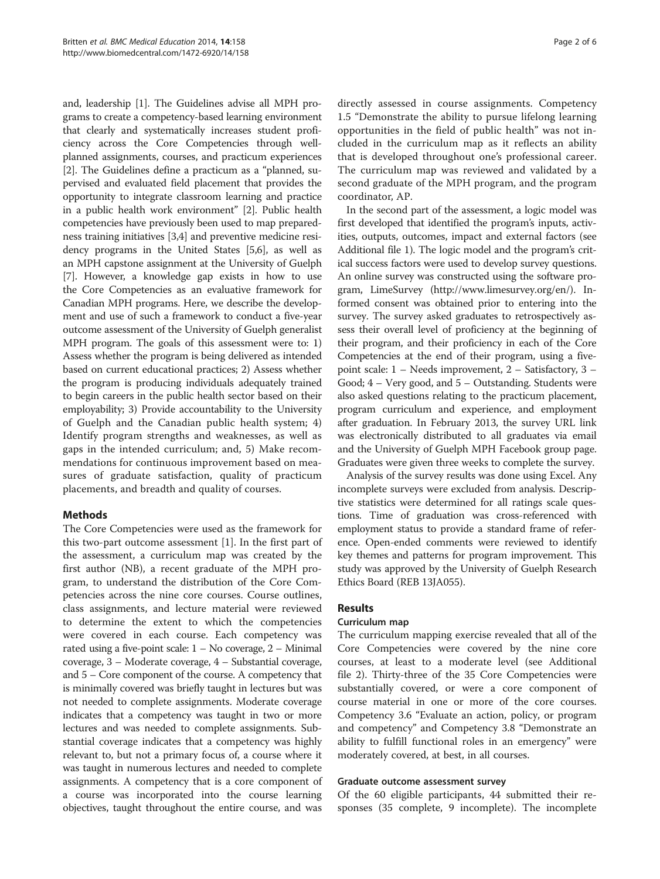and, leadership [1]. The Guidelines advise all MPH programs to create a competency-based learning environment that clearly and systematically increases student proficiency across the Core Competencies through well-planned assignments, courses, and practicum experiences [2]. The Guidelines define a practicum as a "planned, supervised and evaluated field placement that provides the opportunity to integrate classroom learning and practice in a public health work environment" [2]. Public health competencies have previously been used to map preparedness training initiatives [3,4] and preventive medicine residency programs in the United States [5,6], as well as an MPH capstone assignment at the University of Guelph [7]. However, a knowledge gap exists in how to use the Core Competencies as an evaluative framework for Canadian MPH programs. Here, we describe the development and use of such a framework to conduct a five-year outcome assessment of the University of Guelph generalist MPH program. The goals of this assessment were to: 1) Assess whether the program is being delivered as intended based on current educational practices; 2) Assess whether the program is producing individuals adequately trained to begin careers in the public health sector based on their employability; 3) Provide accountability to the University of Guelph and the Canadian public health system; 4) Identify program strengths and weaknesses, as well as gaps in the intended curriculum; and, 5) Make recommendations for continuous improvement based on measures of graduate satisfaction, quality of practicum placements, and breadth and quality of courses.

## Methods

The Core Competencies were used as the framework for this two-part outcome assessment [1]. In the first part of the assessment, a curriculum map was created by the first author (NB), a recent graduate of the MPH program, to understand the distribution of the Core Competencies across the nine core courses. Course outlines, class assignments, and lecture material were reviewed to determine the extent to which the competencies were covered in each course. Each competency was rated using a five-point scale: 1 – No coverage, 2 – Minimal coverage, 3 – Moderate coverage, 4 – Substantial coverage, and 5 – Core component of the course. A competency that is minimally covered was briefly taught in lectures but was not needed to complete assignments. Moderate coverage indicates that a competency was taught in two or more lectures and was needed to complete assignments. Substantial coverage indicates that a competency was highly relevant to, but not a primary focus of, a course where it was taught in numerous lectures and needed to complete assignments. A competency that is a core component of a course was incorporated into the course learning objectives, taught throughout the entire course, and was directly assessed in course assignments. Competency 1.5 "Demonstrate the ability to pursue lifelong learning opportunities in the field of public health" was not included in the curriculum map as it reflects an ability that is developed throughout one's professional career. The curriculum map was reviewed and validated by a second graduate of the MPH program, and the program coordinator, AP.

In the second part of the assessment, a logic model was first developed that identified the program's inputs, activities, outputs, outcomes, impact and external factors (see Additional file 1). The logic model and the program's critical success factors were used to develop survey questions. An online survey was constructed using the software program, LimeSurvey (http://www.limesurvey.org/en/). Informed consent was obtained prior to entering into the survey. The survey asked graduates to retrospectively assess their overall level of proficiency at the beginning of their program, and their proficiency in each of the Core Competencies at the end of their program, using a five-point scale: 1 – Needs improvement, 2 – Satisfactory, 3 – Good; 4 – Very good, and 5 – Outstanding. Students were also asked questions relating to the practicum placement, program curriculum and experience, and employment after graduation. In February 2013, the survey URL link was electronically distributed to all graduates via email and the University of Guelph MPH Facebook group page. Graduates were given three weeks to complete the survey.

Analysis of the survey results was done using Excel. Any incomplete surveys were excluded from analysis. Descriptive statistics were determined for all ratings scale questions. Time of graduation was cross-referenced with employment status to provide a standard frame of reference. Open-ended comments were reviewed to identify key themes and patterns for program improvement. This study was approved by the University of Guelph Research Ethics Board (REB 13JA055).

## Results

### Curriculum map

The curriculum mapping exercise revealed that all of the Core Competencies were covered by the nine core courses, at least to a moderate level (see Additional file 2). Thirty-three of the 35 Core Competencies were substantially covered, or were a core component of course material in one or more of the core courses. Competency 3.6 "Evaluate an action, policy, or program and competency" and Competency 3.8 "Demonstrate an ability to fulfill functional roles in an emergency" were moderately covered, at best, in all courses.

### Graduate outcome assessment survey

Of the 60 eligible participants, 44 submitted their responses (35 complete, 9 incomplete). The incomplete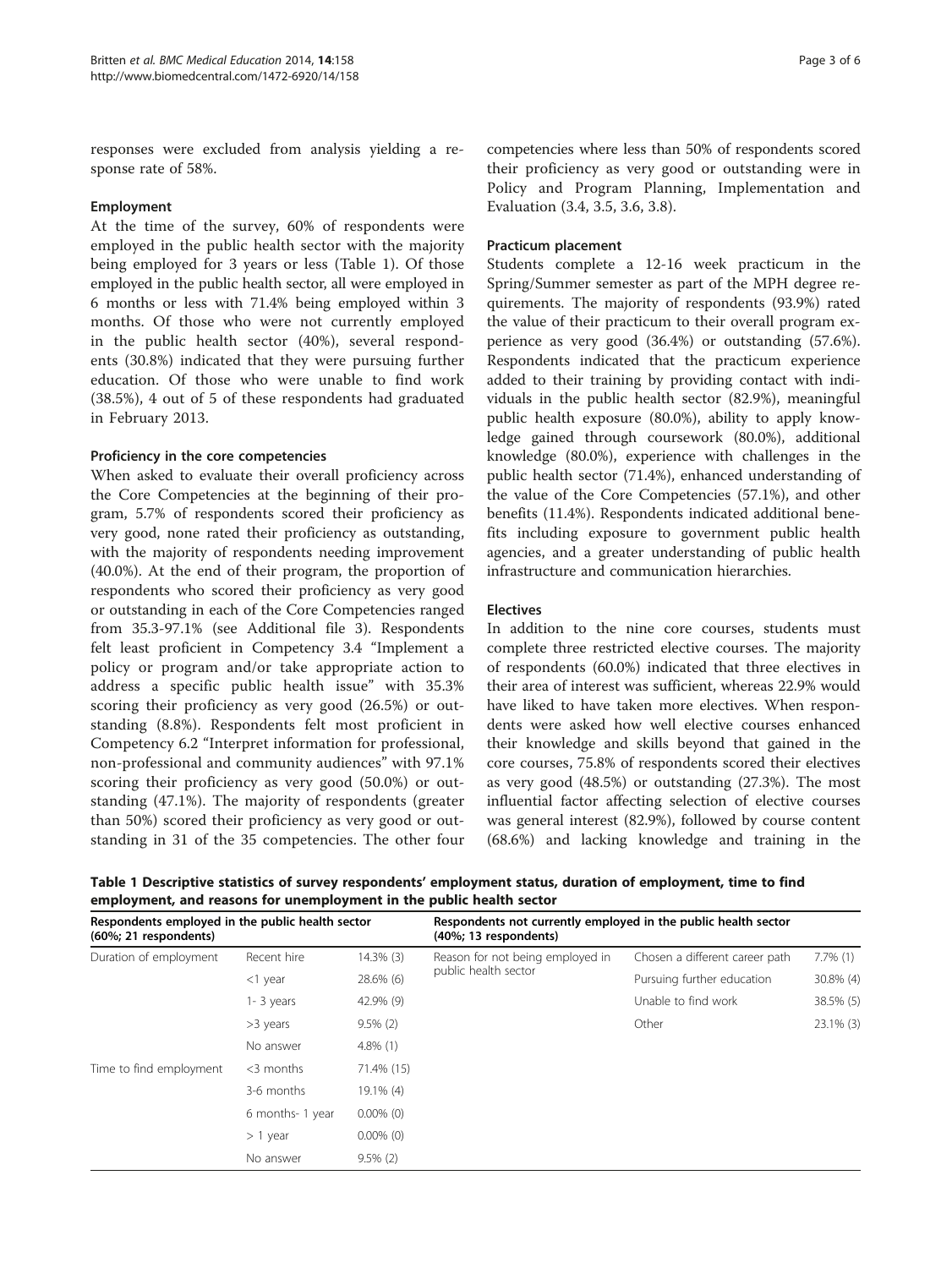responses were excluded from analysis yielding a response rate of 58%.

### Employment

At the time of the survey, 60% of respondents were employed in the public health sector with the majority being employed for 3 years or less (Table 1). Of those employed in the public health sector, all were employed in 6 months or less with 71.4% being employed within 3 months. Of those who were not currently employed in the public health sector (40%), several respondents (30.8%) indicated that they were pursuing further education. Of those who were unable to find work (38.5%), 4 out of 5 of these respondents had graduated in February 2013.

### Proficiency in the core competencies

When asked to evaluate their overall proficiency across the Core Competencies at the beginning of their program, 5.7% of respondents scored their proficiency as very good, none rated their proficiency as outstanding, with the majority of respondents needing improvement (40.0%). At the end of their program, the proportion of respondents who scored their proficiency as very good or outstanding in each of the Core Competencies ranged from 35.3-97.1% (see Additional file 3). Respondents felt least proficient in Competency 3.4 "Implement a policy or program and/or take appropriate action to address a specific public health issue" with 35.3% scoring their proficiency as very good (26.5%) or outstanding (8.8%). Respondents felt most proficient in Competency 6.2 "Interpret information for professional, non-professional and community audiences" with 97.1% scoring their proficiency as very good (50.0%) or outstanding (47.1%). The majority of respondents (greater than 50%) scored their proficiency as very good or outstanding in 31 of the 35 competencies. The other four competencies where less than 50% of respondents scored their proficiency as very good or outstanding were in Policy and Program Planning, Implementation and Evaluation (3.4, 3.5, 3.6, 3.8).

### Practicum placement

Students complete a 12-16 week practicum in the Spring/Summer semester as part of the MPH degree requirements. The majority of respondents (93.9%) rated the value of their practicum to their overall program experience as very good (36.4%) or outstanding (57.6%). Respondents indicated that the practicum experience added to their training by providing contact with individuals in the public health sector (82.9%), meaningful public health exposure (80.0%), ability to apply knowledge gained through coursework (80.0%), additional knowledge (80.0%), experience with challenges in the public health sector (71.4%), enhanced understanding of the value of the Core Competencies (57.1%), and other benefits (11.4%). Respondents indicated additional benefits including exposure to government public health agencies, and a greater understanding of public health infrastructure and communication hierarchies.

### Electives

In addition to the nine core courses, students must complete three restricted elective courses. The majority of respondents (60.0%) indicated that three electives in their area of interest was sufficient, whereas 22.9% would have liked to have taken more electives. When respondents were asked how well elective courses enhanced their knowledge and skills beyond that gained in the core courses, 75.8% of respondents scored their electives as very good (48.5%) or outstanding (27.3%). The most influential factor affecting selection of elective courses was general interest (82.9%), followed by course content (68.6%) and lacking knowledge and training in the

**Table 1 Descriptive statistics of survey respondents' employment status, duration of employment, time to find employment, and reasons for unemployment in the public health sector**

| Respondents employed in the public health sector (60%; 21 respondents) | | | Respondents not currently employed in the public health sector (40%; 13 respondents) | | |
|---|---|---|---|---|---|
| Duration of employment | Recent hire | 14.3% (3) | Reason for not being employed in public health sector | Chosen a different career path | 7.7% (1) |
| | <1 year | 28.6% (6) | | Pursuing further education | 30.8% (4) |
| | 1- 3 years | 42.9% (9) | | Unable to find work | 38.5% (5) |
| | >3 years | 9.5% (2) | | Other | 23.1% (3) |
| | No answer | 4.8% (1) | | | |
| Time to find employment | <3 months | 71.4% (15) | | | |
| | 3-6 months | 19.1% (4) | | | |
| | 6 months- 1 year | 0.00% (0) | | | |
| | > 1 year | 0.00% (0) | | | |
| | No answer | 9.5% (2) | | | |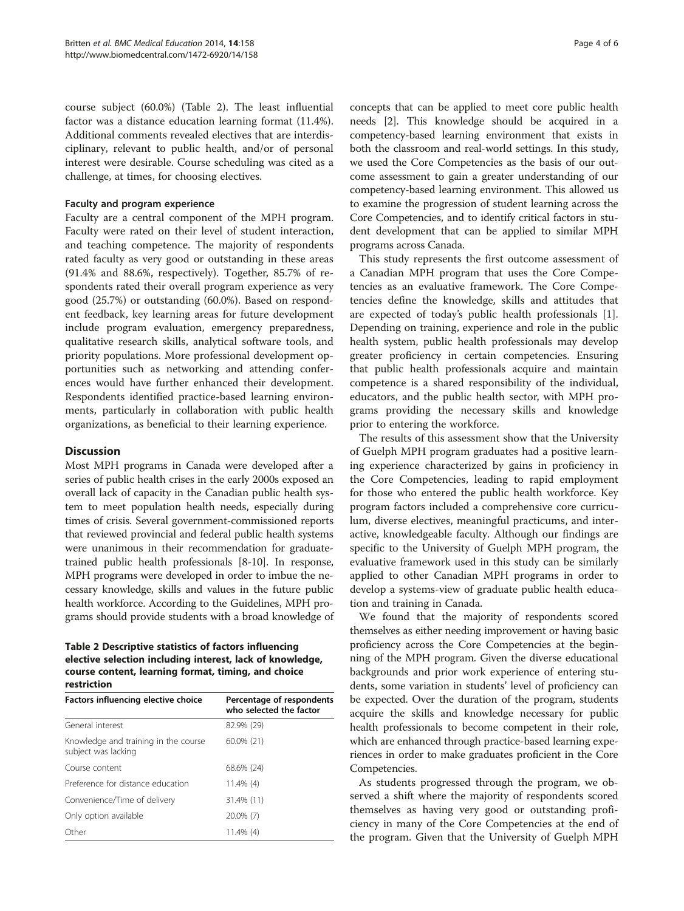course subject (60.0%) (Table 2). The least influential factor was a distance education learning format (11.4%). Additional comments revealed electives that are interdisciplinary, relevant to public health, and/or of personal interest were desirable. Course scheduling was cited as a challenge, at times, for choosing electives.

#### Faculty and program experience

Faculty are a central component of the MPH program. Faculty were rated on their level of student interaction, and teaching competence. The majority of respondents rated faculty as very good or outstanding in these areas (91.4% and 88.6%, respectively). Together, 85.7% of respondents rated their overall program experience as very good (25.7%) or outstanding (60.0%). Based on respondent feedback, key learning areas for future development include program evaluation, emergency preparedness, qualitative research skills, analytical software tools, and priority populations. More professional development opportunities such as networking and attending conferences would have further enhanced their development. Respondents identified practice-based learning environments, particularly in collaboration with public health organizations, as beneficial to their learning experience.

## Discussion

Most MPH programs in Canada were developed after a series of public health crises in the early 2000s exposed an overall lack of capacity in the Canadian public health system to meet population health needs, especially during times of crisis. Several government-commissioned reports that reviewed provincial and federal public health systems were unanimous in their recommendation for graduate-trained public health professionals [8-10]. In response, MPH programs were developed in order to imbue the necessary knowledge, skills and values in the future public health workforce. According to the Guidelines, MPH programs should provide students with a broad knowledge of concepts that can be applied to meet core public health needs [2]. This knowledge should be acquired in a competency-based learning environment that exists in both the classroom and real-world settings. In this study, we used the Core Competencies as the basis of our outcome assessment to gain a greater understanding of our competency-based learning environment. This allowed us to examine the progression of student learning across the Core Competencies, and to identify critical factors in student development that can be applied to similar MPH programs across Canada.

**Table 2 Descriptive statistics of factors influencing elective selection including interest, lack of knowledge, course content, learning format, timing, and choice restriction**

| Factors influencing elective choice | Percentage of respondents who selected the factor |
|---|---|
| General interest | 82.9% (29) |
| Knowledge and training in the course subject was lacking | 60.0% (21) |
| Course content | 68.6% (24) |
| Preference for distance education | 11.4% (4) |
| Convenience/Time of delivery | 31.4% (11) |
| Only option available | 20.0% (7) |
| Other | 11.4% (4) |

This study represents the first outcome assessment of a Canadian MPH program that uses the Core Competencies as an evaluative framework. The Core Competencies define the knowledge, skills and attitudes that are expected of today's public health professionals [1]. Depending on training, experience and role in the public health system, public health professionals may develop greater proficiency in certain competencies. Ensuring that public health professionals acquire and maintain competence is a shared responsibility of the individual, educators, and the public health sector, with MPH programs providing the necessary skills and knowledge prior to entering the workforce.

The results of this assessment show that the University of Guelph MPH program graduates had a positive learning experience characterized by gains in proficiency in the Core Competencies, leading to rapid employment for those who entered the public health workforce. Key program factors included a comprehensive core curriculum, diverse electives, meaningful practicums, and interactive, knowledgeable faculty. Although our findings are specific to the University of Guelph MPH program, the evaluative framework used in this study can be similarly applied to other Canadian MPH programs in order to develop a systems-view of graduate public health education and training in Canada.

We found that the majority of respondents scored themselves as either needing improvement or having basic proficiency across the Core Competencies at the beginning of the MPH program. Given the diverse educational backgrounds and prior work experience of entering students, some variation in students' level of proficiency can be expected. Over the duration of the program, students acquire the skills and knowledge necessary for public health professionals to become competent in their role, which are enhanced through practice-based learning experiences in order to make graduates proficient in the Core Competencies.

As students progressed through the program, we observed a shift where the majority of respondents scored themselves as having very good or outstanding proficiency in many of the Core Competencies at the end of the program. Given that the University of Guelph MPH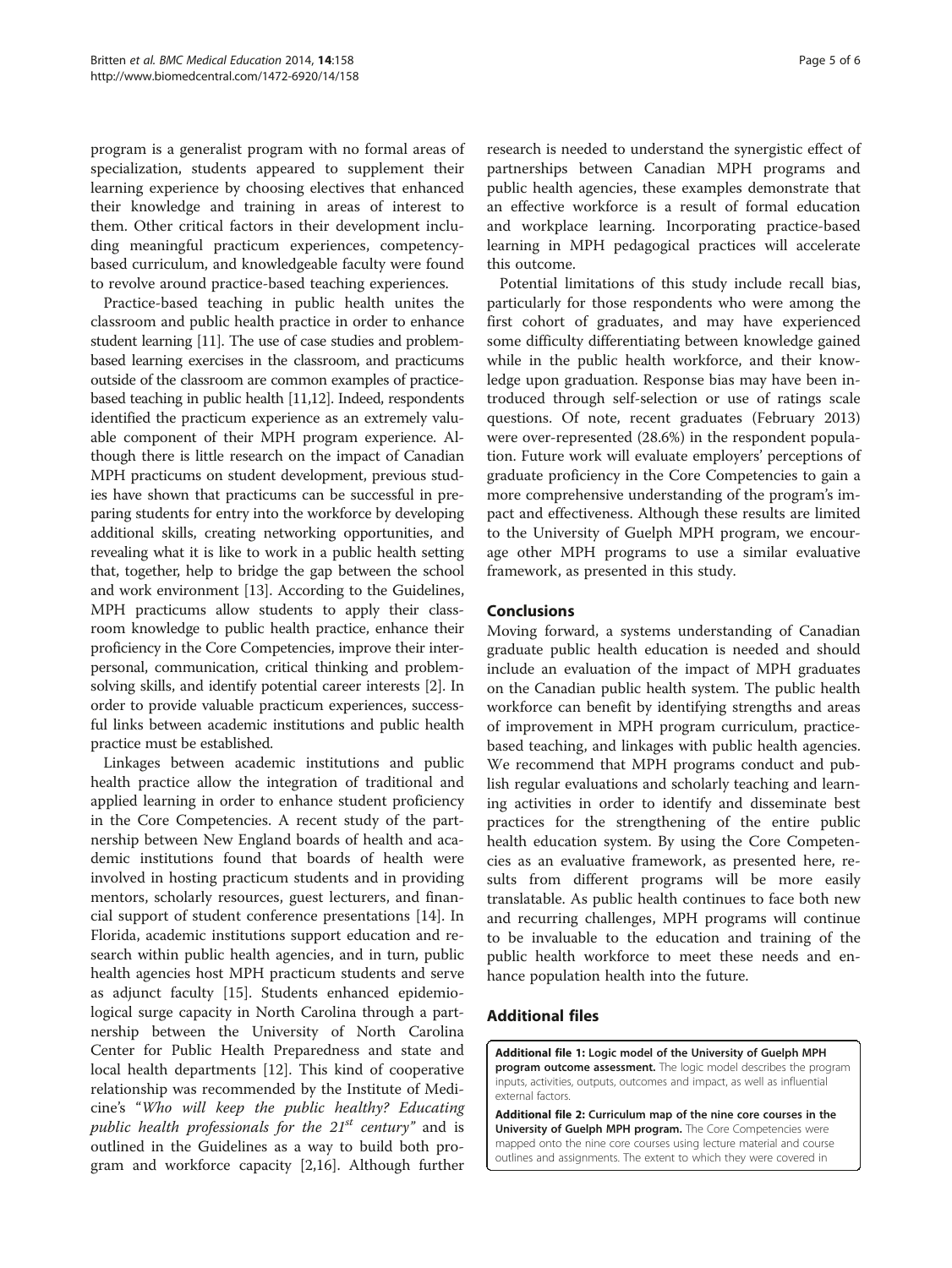program is a generalist program with no formal areas of specialization, students appeared to supplement their learning experience by choosing electives that enhanced their knowledge and training in areas of interest to them. Other critical factors in their development including meaningful practicum experiences, competency-based curriculum, and knowledgeable faculty were found to revolve around practice-based teaching experiences.

Practice-based teaching in public health unites the classroom and public health practice in order to enhance student learning [11]. The use of case studies and problem-based learning exercises in the classroom, and practicums outside of the classroom are common examples of practice-based teaching in public health [11,12]. Indeed, respondents identified the practicum experience as an extremely valuable component of their MPH program experience. Although there is little research on the impact of Canadian MPH practicums on student development, previous studies have shown that practicums can be successful in preparing students for entry into the workforce by developing additional skills, creating networking opportunities, and revealing what it is like to work in a public health setting that, together, help to bridge the gap between the school and work environment [13]. According to the Guidelines, MPH practicums allow students to apply their classroom knowledge to public health practice, enhance their proficiency in the Core Competencies, improve their interpersonal, communication, critical thinking and problem-solving skills, and identify potential career interests [2]. In order to provide valuable practicum experiences, successful links between academic institutions and public health practice must be established.

Linkages between academic institutions and public health practice allow the integration of traditional and applied learning in order to enhance student proficiency in the Core Competencies. A recent study of the partnership between New England boards of health and academic institutions found that boards of health were involved in hosting practicum students and in providing mentors, scholarly resources, guest lecturers, and financial support of student conference presentations [14]. In Florida, academic institutions support education and research within public health agencies, and in turn, public health agencies host MPH practicum students and serve as adjunct faculty [15]. Students enhanced epidemiological surge capacity in North Carolina through a partnership between the University of North Carolina Center for Public Health Preparedness and state and local health departments [12]. This kind of cooperative relationship was recommended by the Institute of Medicine's *"Who will keep the public healthy? Educating public health professionals for the 21st century"* and is outlined in the Guidelines as a way to build both program and workforce capacity [2,16]. Although further research is needed to understand the synergistic effect of partnerships between Canadian MPH programs and public health agencies, these examples demonstrate that an effective workforce is a result of formal education and workplace learning. Incorporating practice-based learning in MPH pedagogical practices will accelerate this outcome.

Potential limitations of this study include recall bias, particularly for those respondents who were among the first cohort of graduates, and may have experienced some difficulty differentiating between knowledge gained while in the public health workforce, and their knowledge upon graduation. Response bias may have been introduced through self-selection or use of ratings scale questions. Of note, recent graduates (February 2013) were over-represented (28.6%) in the respondent population. Future work will evaluate employers' perceptions of graduate proficiency in the Core Competencies to gain a more comprehensive understanding of the program's impact and effectiveness. Although these results are limited to the University of Guelph MPH program, we encourage other MPH programs to use a similar evaluative framework, as presented in this study.

## Conclusions

Moving forward, a systems understanding of Canadian graduate public health education is needed and should include an evaluation of the impact of MPH graduates on the Canadian public health system. The public health workforce can benefit by identifying strengths and areas of improvement in MPH program curriculum, practice-based teaching, and linkages with public health agencies. We recommend that MPH programs conduct and publish regular evaluations and scholarly teaching and learning activities in order to identify and disseminate best practices for the strengthening of the entire public health education system. By using the Core Competencies as an evaluative framework, as presented here, results from different programs will be more easily translatable. As public health continues to face both new and recurring challenges, MPH programs will continue to be invaluable to the education and training of the public health workforce to meet these needs and enhance population health into the future.

## Additional files

**Additional file 1: Logic model of the University of Guelph MPH program outcome assessment.** The logic model describes the program inputs, activities, outputs, outcomes and impact, as well as influential external factors.

**Additional file 2: Curriculum map of the nine core courses in the University of Guelph MPH program.** The Core Competencies were mapped onto the nine core courses using lecture material and course outlines and assignments. The extent to which they were covered in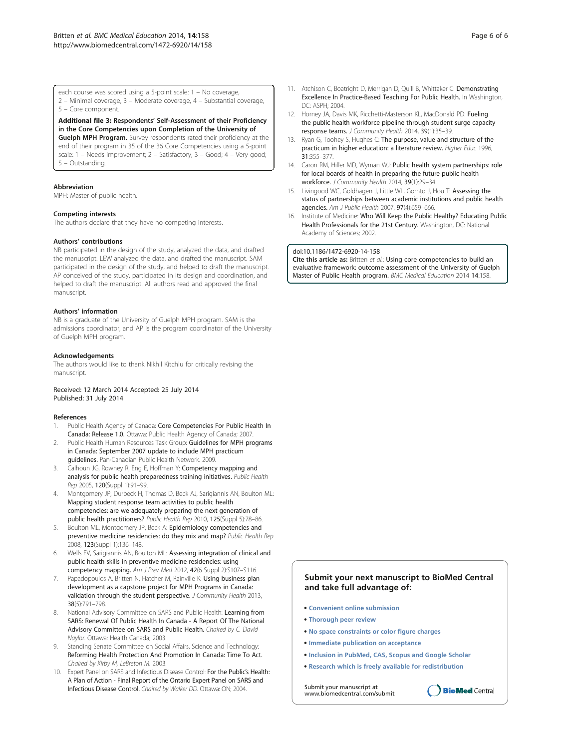each course was scored using a 5-point scale: 1 – No coverage, 2 – Minimal coverage, 3 – Moderate coverage, 4 – Substantial coverage, 5 – Core component.

**Additional file 3: Respondents' Self-Assessment of their Proficiency in the Core Competencies upon Completion of the University of Guelph MPH Program.** Survey respondents rated their proficiency at the end of their program in 35 of the 36 Core Competencies using a 5-point scale: 1 – Needs improvement; 2 – Satisfactory; 3 – Good; 4 – Very good; 5 – Outstanding.

### Abbreviation

MPH: Master of public health.

### Competing interests

The authors declare that they have no competing interests.

### Authors' contributions

NB participated in the design of the study, analyzed the data, and drafted the manuscript. LEW analyzed the data, and drafted the manuscript. SAM participated in the design of the study, and helped to draft the manuscript. AP conceived of the study, participated in its design and coordination, and helped to draft the manuscript. All authors read and approved the final manuscript.

### Authors' information

NB is a graduate of the University of Guelph MPH program. SAM is the admissions coordinator, and AP is the program coordinator of the University of Guelph MPH program.

### Acknowledgements

The authors would like to thank Nikhil Kitchlu for critically revising the manuscript.

Received: 12 March 2014 Accepted: 25 July 2014
Published: 31 July 2014

### References

1. Public Health Agency of Canada: **Core Competencies For Public Health In Canada: Release 1.0.** Ottawa: Public Health Agency of Canada; 2007.
2. Public Health Human Resources Task Group: **Guidelines for MPH programs in Canada: September 2007 update to include MPH practicum guidelines.** Pan-Canadian Public Health Network. 2009.
3. Calhoun JG, Rowney R, Eng E, Hoffman Y: **Competency mapping and analysis for public health preparedness training initiatives.** *Public Health Rep* 2005, **120**(Suppl 1):91–99.
4. Montgomery JP, Durbeck H, Thomas D, Beck AJ, Sarigiannis AN, Boulton ML: **Mapping student response team activities to public health competencies: are we adequately preparing the next generation of public health practitioners?** *Public Health Rep* 2010, **125**(Suppl 5):78–86.
5. Boulton ML, Montgomery JP, Beck A: **Epidemiology competencies and preventive medicine residencies: do they mix and map?** *Public Health Rep* 2008, **123**(Suppl 1):136–148.
6. Wells EV, Sarigiannis AN, Boulton ML: **Assessing integration of clinical and public health skills in preventive medicine residencies: using competency mapping.** *Am J Prev Med* 2012, **42**(6 Suppl 2):S107–S116.
7. Papadopoulos A, Britten N, Hatcher M, Rainville K: **Using business plan development as a capstone project for MPH Programs in Canada: validation through the student perspective.** *J Community Health* 2013, **38**(5):791–798.
8. National Advisory Committee on SARS and Public Health: **Learning from SARS: Renewal Of Public Health In Canada - A Report Of The National Advisory Committee on SARS and Public Health.** *Chaired by C. David Naylor*. Ottawa: Health Canada; 2003.
9. Standing Senate Committee on Social Affairs, Science and Technology: **Reforming Health Protection And Promotion In Canada: Time To Act.** *Chaired by Kirby M, LeBreton M.* 2003.
10. Expert Panel on SARS and Infectious Disease Control: **For the Public's Health: A Plan of Action - Final Report of the Ontario Expert Panel on SARS and Infectious Disease Control.** *Chaired by Walker DD.* Ottawa: ON; 2004.
11. Atchison C, Boatright D, Merrigan D, Quill B, Whittaker C: **Demonstrating Excellence In Practice-Based Teaching For Public Health.** In Washington, DC: ASPH; 2004.
12. Horney JA, Davis MK, Ricchetti-Masterson KL, MacDonald PD: **Fueling the public health workforce pipeline through student surge capacity response teams.** *J Community Health* 2014, **39**(1):35–39.
13. Ryan G, Toohey S, Hughes C: **The purpose, value and structure of the practicum in higher education: a literature review.** *Higher Educ* 1996, **31**:355–377.
14. Caron RM, Hiller MD, Wyman WJ: **Public health system partnerships: role for local boards of health in preparing the future public health workforce.** *J Community Health* 2014, **39**(1):29–34.
15. Livingood WC, Goldhagen J, Little WL, Gornto J, Hou T: **Assessing the status of partnerships between academic institutions and public health agencies.** *Am J Public Health* 2007, **97**(4):659–666.
16. Institute of Medicine: **Who Will Keep the Public Healthy? Educating Public Health Professionals for the 21st Century.** Washington, DC: National Academy of Sciences; 2002.

doi:10.1186/1472-6920-14-158
**Cite this article as:** Britten *et al.*: Using core competencies to build an evaluative framework: outcome assessment of the University of Guelph Master of Public Health program. *BMC Medical Education* 2014 **14**:158.